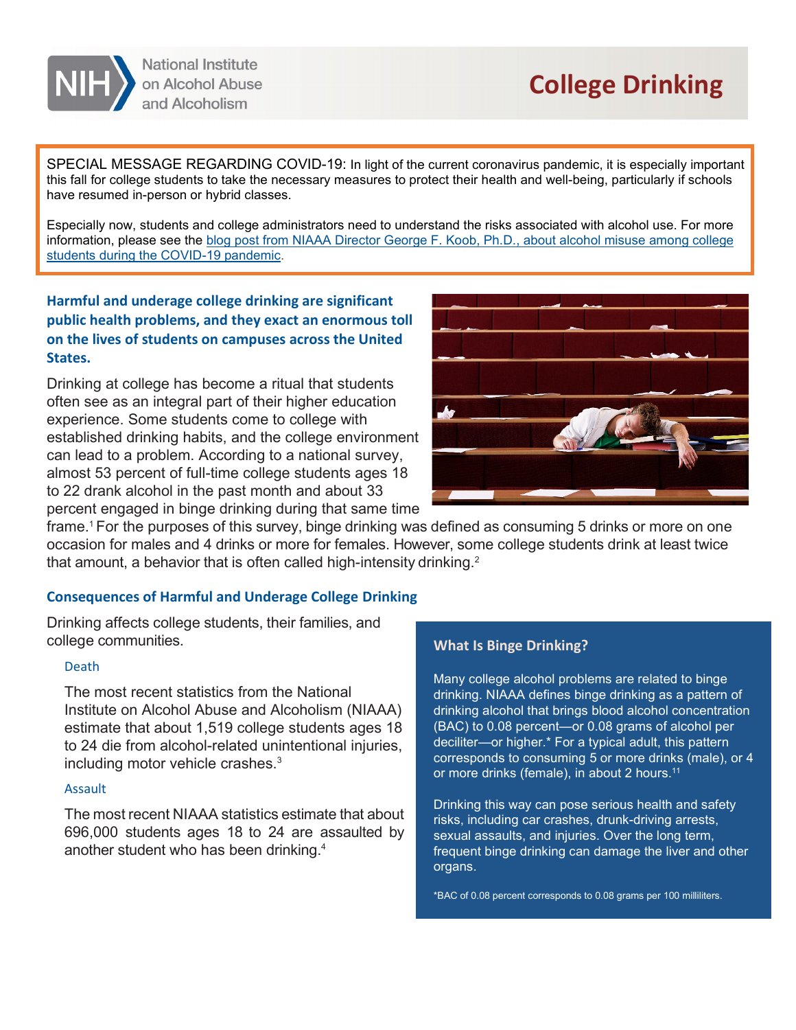National Institute on Alcohol Abuse and Alcoholism

# College Drinking

SPECIAL MESSAGE REGARDING COVID-19: In light of the current coronavirus pandemic, it is especially important this fall for college students to take the necessary measures to protect their health and well-being, particularly if schools have resumed in-person or hybrid classes.

Especially now, students and college administrators need to understand the risks associated with alcohol use. For more information, please see the blog post from NIAAA Director George F. Koob, Ph.D., about alcohol misuse among college students during the COVID-19 pandemic.

**Harmful and underage college drinking are significant public health problems, and they exact an enormous toll on the lives of students on campuses across the United States.**

Drinking at college has become a ritual that students often see as an integral part of their higher education experience. Some students come to college with established drinking habits, and the college environment can lead to a problem. According to a national survey, almost 53 percent of full-time college students ages 18 to 22 drank alcohol in the past month and about 33 percent engaged in binge drinking during that same time frame.[1] For the purposes of this survey, binge drinking was defined as consuming 5 drinks or more on one occasion for males and 4 drinks or more for females. However, some college students drink at least twice that amount, a behavior that is often called high-intensity drinking.[2]

## Consequences of Harmful and Underage College Drinking

Drinking affects college students, their families, and college communities.

### Death

The most recent statistics from the National Institute on Alcohol Abuse and Alcoholism (NIAAA) estimate that about 1,519 college students ages 18 to 24 die from alcohol-related unintentional injuries, including motor vehicle crashes.[3]

### Assault

The most recent NIAAA statistics estimate that about 696,000 students ages 18 to 24 are assaulted by another student who has been drinking.[4]

## What Is Binge Drinking?

Many college alcohol problems are related to binge drinking. NIAAA defines binge drinking as a pattern of drinking alcohol that brings blood alcohol concentration (BAC) to 0.08 percent—or 0.08 grams of alcohol per deciliter—or higher.* For a typical adult, this pattern corresponds to consuming 5 or more drinks (male), or 4 or more drinks (female), in about 2 hours.[11]

Drinking this way can pose serious health and safety risks, including car crashes, drunk-driving arrests, sexual assaults, and injuries. Over the long term, frequent binge drinking can damage the liver and other organs.

*BAC of 0.08 percent corresponds to 0.08 grams per 100 milliliters.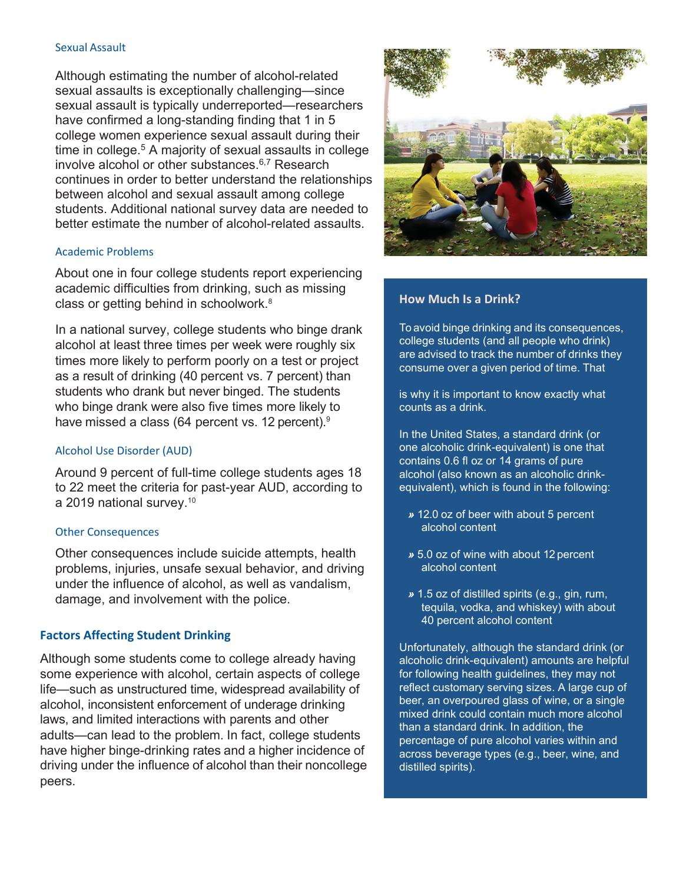### Sexual Assault

Although estimating the number of alcohol-related sexual assaults is exceptionally challenging—since sexual assault is typically underreported—researchers have confirmed a long-standing finding that 1 in 5 college women experience sexual assault during their time in college.[5] A majority of sexual assaults in college involve alcohol or other substances.[6,7] Research continues in order to better understand the relationships between alcohol and sexual assault among college students. Additional national survey data are needed to better estimate the number of alcohol-related assaults.

### Academic Problems

About one in four college students report experiencing academic difficulties from drinking, such as missing class or getting behind in schoolwork.[8]

In a national survey, college students who binge drank alcohol at least three times per week were roughly six times more likely to perform poorly on a test or project as a result of drinking (40 percent vs. 7 percent) than students who drank but never binged. The students who binge drank were also five times more likely to have missed a class (64 percent vs. 12 percent).[9]

### Alcohol Use Disorder (AUD)

Around 9 percent of full-time college students ages 18 to 22 meet the criteria for past-year AUD, according to a 2019 national survey.[10]

### Other Consequences

Other consequences include suicide attempts, health problems, injuries, unsafe sexual behavior, and driving under the influence of alcohol, as well as vandalism, damage, and involvement with the police.

## Factors Affecting Student Drinking

Although some students come to college already having some experience with alcohol, certain aspects of college life—such as unstructured time, widespread availability of alcohol, inconsistent enforcement of underage drinking laws, and limited interactions with parents and other adults—can lead to the problem. In fact, college students have higher binge-drinking rates and a higher incidence of driving under the influence of alcohol than their noncollege peers.

### How Much Is a Drink?

To avoid binge drinking and its consequences, college students (and all people who drink) are advised to track the number of drinks they consume over a given period of time. That is why it is important to know exactly what counts as a drink.

In the United States, a standard drink (or one alcoholic drink-equivalent) is one that contains 0.6 fl oz or 14 grams of pure alcohol (also known as an alcoholic drink-equivalent), which is found in the following:

- 12.0 oz of beer with about 5 percent alcohol content
- 5.0 oz of wine with about 12 percent alcohol content
- 1.5 oz of distilled spirits (e.g., gin, rum, tequila, vodka, and whiskey) with about 40 percent alcohol content

Unfortunately, although the standard drink (or alcoholic drink-equivalent) amounts are helpful for following health guidelines, they may not reflect customary serving sizes. A large cup of beer, an overpoured glass of wine, or a single mixed drink could contain much more alcohol than a standard drink. In addition, the percentage of pure alcohol varies within and across beverage types (e.g., beer, wine, and distilled spirits).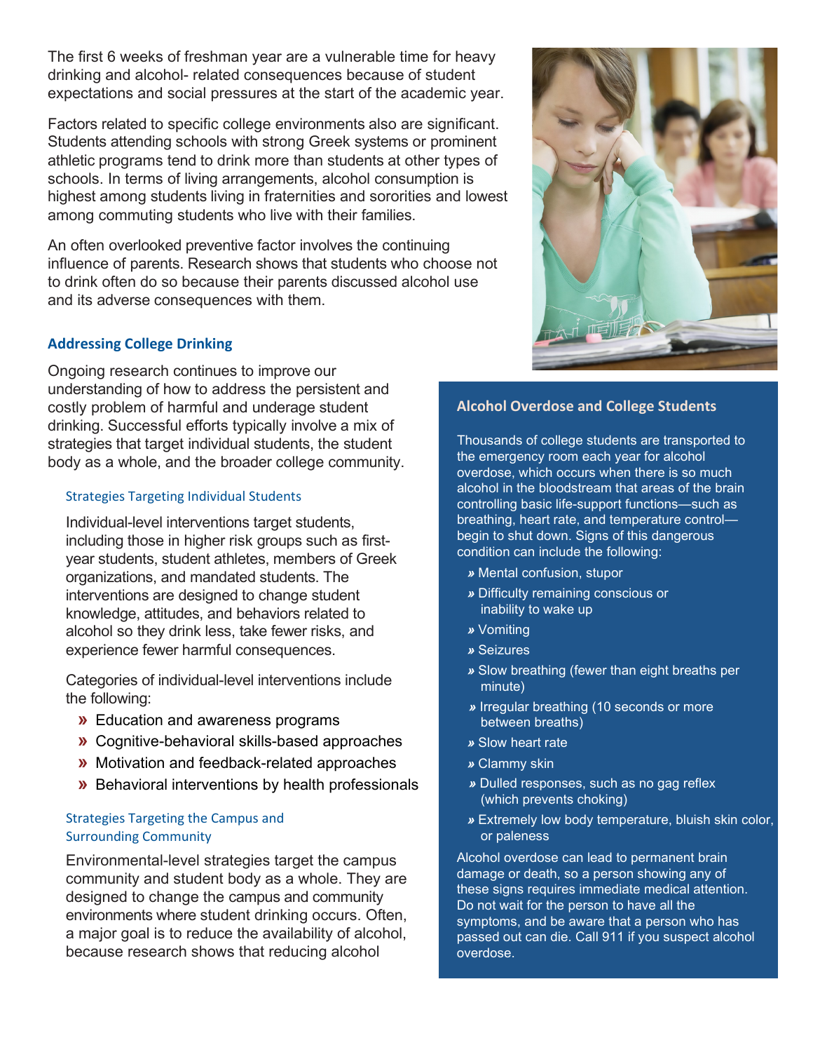The first 6 weeks of freshman year are a vulnerable time for heavy drinking and alcohol- related consequences because of student expectations and social pressures at the start of the academic year.

Factors related to specific college environments also are significant. Students attending schools with strong Greek systems or prominent athletic programs tend to drink more than students at other types of schools. In terms of living arrangements, alcohol consumption is highest among students living in fraternities and sororities and lowest among commuting students who live with their families.

An often overlooked preventive factor involves the continuing influence of parents. Research shows that students who choose not to drink often do so because their parents discussed alcohol use and its adverse consequences with them.

## Addressing College Drinking

Ongoing research continues to improve our understanding of how to address the persistent and costly problem of harmful and underage student drinking. Successful efforts typically involve a mix of strategies that target individual students, the student body as a whole, and the broader college community.

### Strategies Targeting Individual Students

Individual-level interventions target students, including those in higher risk groups such as first-year students, student athletes, members of Greek organizations, and mandated students. The interventions are designed to change student knowledge, attitudes, and behaviors related to alcohol so they drink less, take fewer risks, and experience fewer harmful consequences.

Categories of individual-level interventions include the following:

- Education and awareness programs
- Cognitive-behavioral skills-based approaches
- Motivation and feedback-related approaches
- Behavioral interventions by health professionals

### Strategies Targeting the Campus and Surrounding Community

Environmental-level strategies target the campus community and student body as a whole. They are designed to change the campus and community environments where student drinking occurs. Often, a major goal is to reduce the availability of alcohol, because research shows that reducing alcohol

## Alcohol Overdose and College Students

Thousands of college students are transported to the emergency room each year for alcohol overdose, which occurs when there is so much alcohol in the bloodstream that areas of the brain controlling basic life-support functions—such as breathing, heart rate, and temperature control—begin to shut down. Signs of this dangerous condition can include the following:

- Mental confusion, stupor
- Difficulty remaining conscious or inability to wake up
- Vomiting
- Seizures
- Slow breathing (fewer than eight breaths per minute)
- Irregular breathing (10 seconds or more between breaths)
- Slow heart rate
- Clammy skin
- Dulled responses, such as no gag reflex (which prevents choking)
- Extremely low body temperature, bluish skin color, or paleness

Alcohol overdose can lead to permanent brain damage or death, so a person showing any of these signs requires immediate medical attention. Do not wait for the person to have all the symptoms, and be aware that a person who has passed out can die. Call 911 if you suspect alcohol overdose.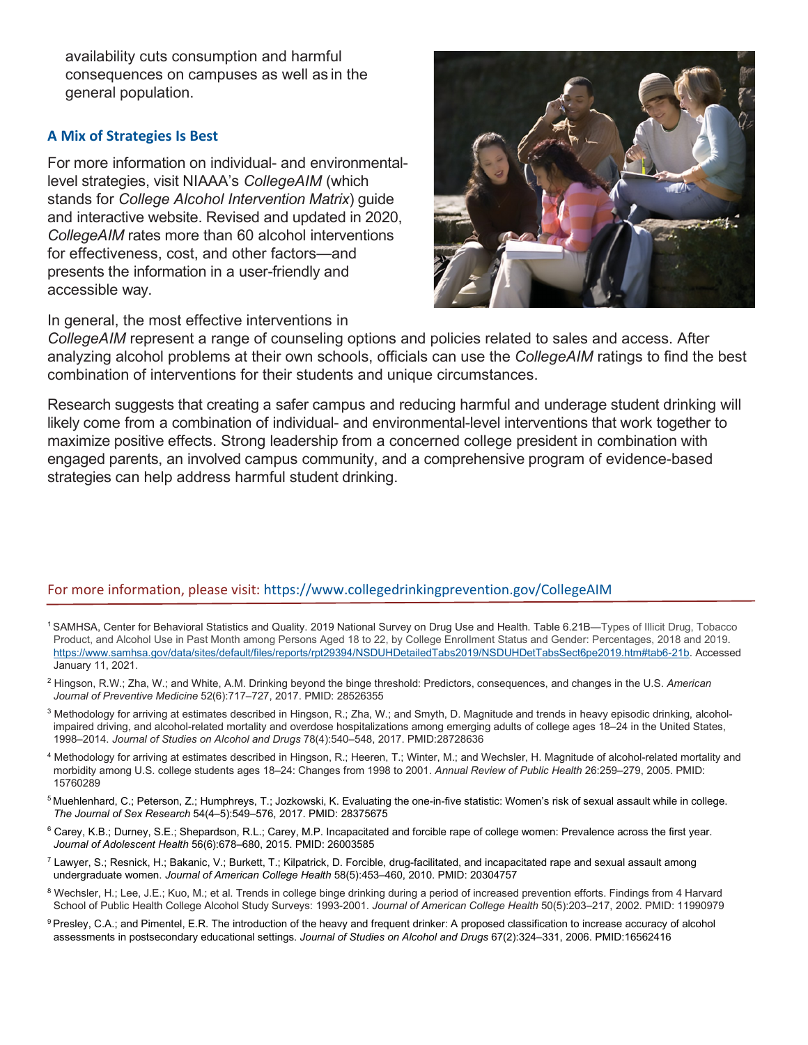availability cuts consumption and harmful consequences on campuses as well as in the general population.

### A Mix of Strategies Is Best

For more information on individual- and environmental-level strategies, visit NIAAA's *CollegeAIM* (which stands for *College Alcohol Intervention Matrix*) guide and interactive website. Revised and updated in 2020, *CollegeAIM* rates more than 60 alcohol interventions for effectiveness, cost, and other factors—and presents the information in a user-friendly and accessible way.

In general, the most effective interventions in *CollegeAIM* represent a range of counseling options and policies related to sales and access. After analyzing alcohol problems at their own schools, officials can use the *CollegeAIM* ratings to find the best combination of interventions for their students and unique circumstances.

Research suggests that creating a safer campus and reducing harmful and underage student drinking will likely come from a combination of individual- and environmental-level interventions that work together to maximize positive effects. Strong leadership from a concerned college president in combination with engaged parents, an involved campus community, and a comprehensive program of evidence-based strategies can help address harmful student drinking.

For more information, please visit: https://www.collegedrinkingprevention.gov/CollegeAIM

---

[1] SAMHSA, Center for Behavioral Statistics and Quality. 2019 National Survey on Drug Use and Health. Table 6.21B—Types of Illicit Drug, Tobacco Product, and Alcohol Use in Past Month among Persons Aged 18 to 22, by College Enrollment Status and Gender: Percentages, 2018 and 2019. https://www.samhsa.gov/data/sites/default/files/reports/rpt29394/NSDUHDetailedTabs2019/NSDUHDetTabsSect6pe2019.htm#tab6-21b. Accessed January 11, 2021.

[2] Hingson, R.W.; Zha, W.; and White, A.M. Drinking beyond the binge threshold: Predictors, consequences, and changes in the U.S. *American Journal of Preventive Medicine* 52(6):717–727, 2017. PMID: 28526355

[3] Methodology for arriving at estimates described in Hingson, R.; Zha, W.; and Smyth, D. Magnitude and trends in heavy episodic drinking, alcohol-impaired driving, and alcohol-related mortality and overdose hospitalizations among emerging adults of college ages 18–24 in the United States, 1998–2014. *Journal of Studies on Alcohol and Drugs* 78(4):540–548, 2017. PMID:28728636

[4] Methodology for arriving at estimates described in Hingson, R.; Heeren, T.; Winter, M.; and Wechsler, H. Magnitude of alcohol-related mortality and morbidity among U.S. college students ages 18–24: Changes from 1998 to 2001. *Annual Review of Public Health* 26:259–279, 2005. PMID: 15760289

[5] Muehlenhard, C.; Peterson, Z.; Humphreys, T.; Jozkowski, K. Evaluating the one-in-five statistic: Women's risk of sexual assault while in college. *The Journal of Sex Research* 54(4–5):549–576, 2017. PMID: 28375675

[6] Carey, K.B.; Durney, S.E.; Shepardson, R.L.; Carey, M.P. Incapacitated and forcible rape of college women: Prevalence across the first year. *Journal of Adolescent Health* 56(6):678–680, 2015. PMID: 26003585

[7] Lawyer, S.; Resnick, H.; Bakanic, V.; Burkett, T.; Kilpatrick, D. Forcible, drug-facilitated, and incapacitated rape and sexual assault among undergraduate women. *Journal of American College Health* 58(5):453–460, 2010. PMID: 20304757

[8] Wechsler, H.; Lee, J.E.; Kuo, M.; et al. Trends in college binge drinking during a period of increased prevention efforts. Findings from 4 Harvard School of Public Health College Alcohol Study Surveys: 1993-2001. *Journal of American College Health* 50(5):203–217, 2002. PMID: 11990979

[9] Presley, C.A.; and Pimentel, E.R. The introduction of the heavy and frequent drinker: A proposed classification to increase accuracy of alcohol assessments in postsecondary educational settings. *Journal of Studies on Alcohol and Drugs* 67(2):324–331, 2006. PMID:16562416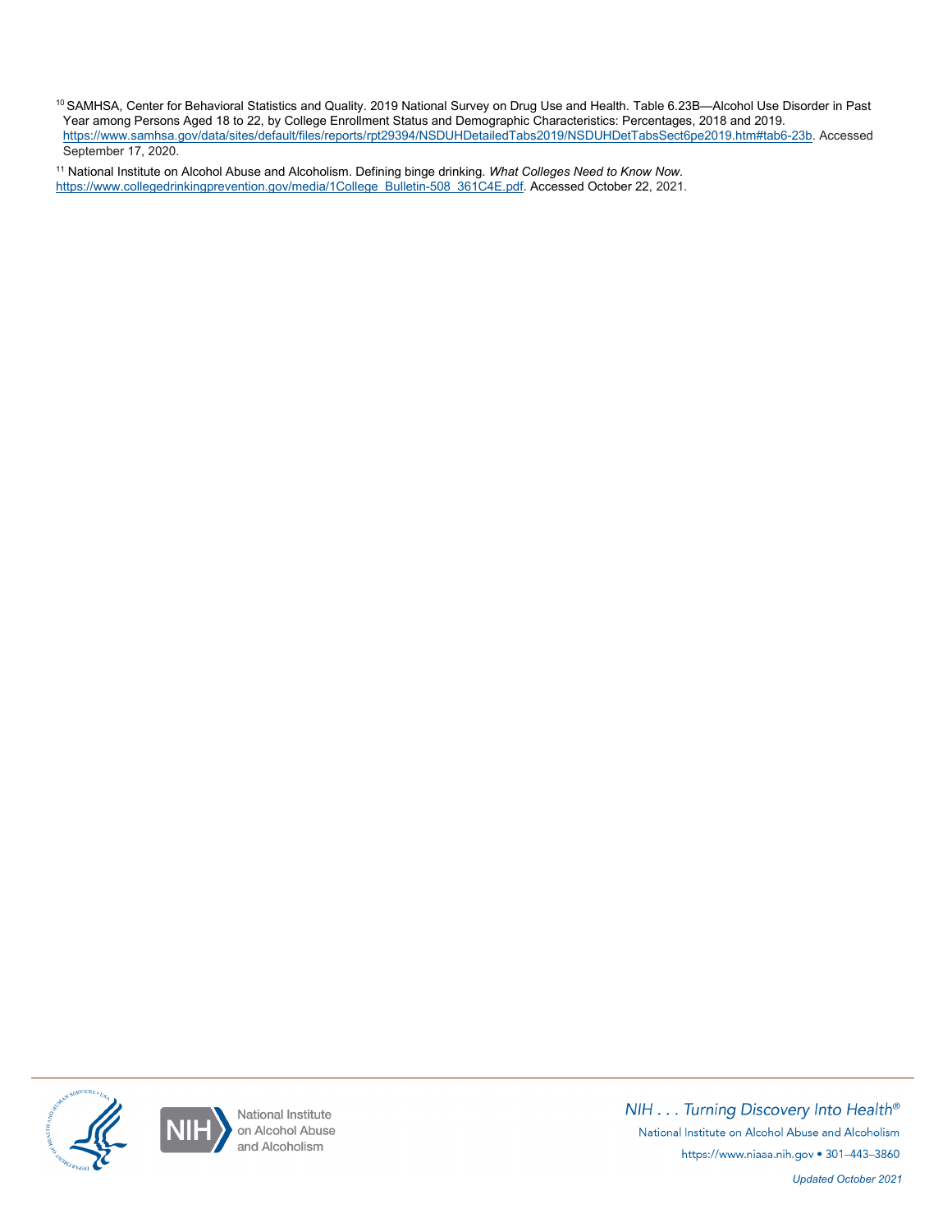[10] SAMHSA, Center for Behavioral Statistics and Quality. 2019 National Survey on Drug Use and Health. Table 6.23B—Alcohol Use Disorder in Past Year among Persons Aged 18 to 22, by College Enrollment Status and Demographic Characteristics: Percentages, 2018 and 2019. https://www.samhsa.gov/data/sites/default/files/reports/rpt29394/NSDUHDetailedTabs2019/NSDUHDetTabsSect6pe2019.htm#tab6-23b. Accessed September 17, 2020.

[11] National Institute on Alcohol Abuse and Alcoholism. Defining binge drinking. *What Colleges Need to Know Now.* https://www.collegedrinkingprevention.gov/media/1College_Bulletin-508_361C4E.pdf. Accessed October 22, 2021.

National Institute on Alcohol Abuse and Alcoholism

*NIH . . . Turning Discovery Into Health®*

National Institute on Alcohol Abuse and Alcoholism

https://www.niaaa.nih.gov • 301–443–3860

*Updated October 2021*